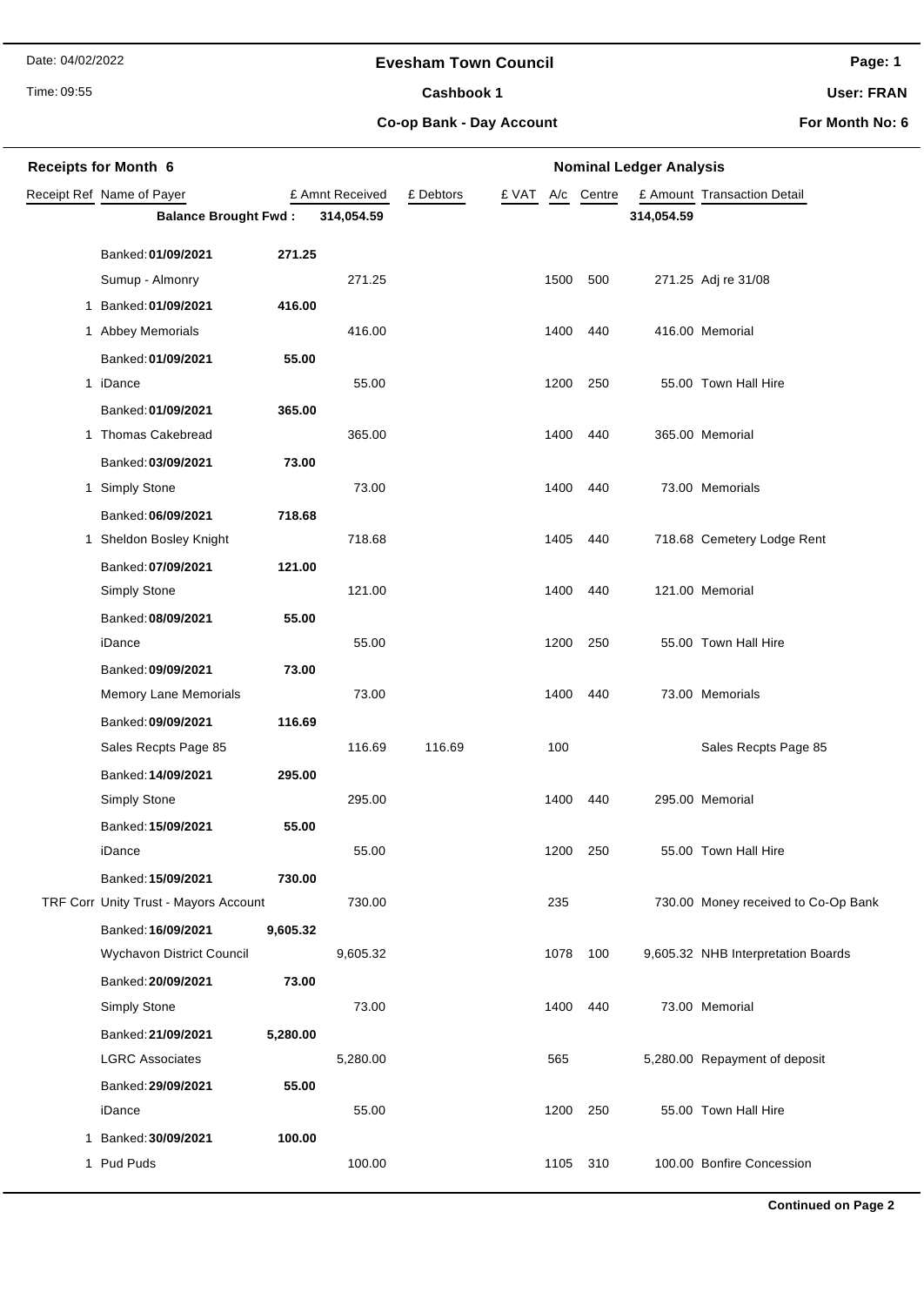Date: 04/02/2022

Time: 09:55

# Evesham Town Council

## Cashbook 1

### Co-op Bank - Day Account

Page: 1

User: FRAN

For Month No: 6

**Receipts for Month 6** — **Nominal Ledger Analysis**

| Receipt Ref | Name of Payer | £ Amnt Received | £ Debtors | £ VAT | A/c | Centre | £ Amount | Transaction Detail |
|---|---|---|---|---|---|---|---|---|
| | **Balance Brought Fwd :** | **314,054.59** | | | | | **314,054.59** | |
| | Banked: **01/09/2021** | **271.25** | | | | | | |
| | Sumup - Almonry | 271.25 | | | 1500 | 500 | 271.25 | Adj re 31/08 |
| 1 | Banked: **01/09/2021** | **416.00** | | | | | | |
| 1 | Abbey Memorials | 416.00 | | | 1400 | 440 | 416.00 | Memorial |
| | Banked: **01/09/2021** | **55.00** | | | | | | |
| 1 | iDance | 55.00 | | | 1200 | 250 | 55.00 | Town Hall Hire |
| | Banked: **01/09/2021** | **365.00** | | | | | | |
| 1 | Thomas Cakebread | 365.00 | | | 1400 | 440 | 365.00 | Memorial |
| | Banked: **03/09/2021** | **73.00** | | | | | | |
| 1 | Simply Stone | 73.00 | | | 1400 | 440 | 73.00 | Memorials |
| | Banked: **06/09/2021** | **718.68** | | | | | | |
| 1 | Sheldon Bosley Knight | 718.68 | | | 1405 | 440 | 718.68 | Cemetery Lodge Rent |
| | Banked: **07/09/2021** | **121.00** | | | | | | |
| | Simply Stone | 121.00 | | | 1400 | 440 | 121.00 | Memorial |
| | Banked: **08/09/2021** | **55.00** | | | | | | |
| | iDance | 55.00 | | | 1200 | 250 | 55.00 | Town Hall Hire |
| | Banked: **09/09/2021** | **73.00** | | | | | | |
| | Memory Lane Memorials | 73.00 | | | 1400 | 440 | 73.00 | Memorials |
| | Banked: **09/09/2021** | **116.69** | | | | | | |
| | Sales Recpts Page 85 | 116.69 | 116.69 | | 100 | | | Sales Recpts Page 85 |
| | Banked: **14/09/2021** | **295.00** | | | | | | |
| | Simply Stone | 295.00 | | | 1400 | 440 | 295.00 | Memorial |
| | Banked: **15/09/2021** | **55.00** | | | | | | |
| | iDance | 55.00 | | | 1200 | 250 | 55.00 | Town Hall Hire |
| | Banked: **15/09/2021** | **730.00** | | | | | | |
| TRF Corr | Unity Trust - Mayors Account | 730.00 | | | 235 | | 730.00 | Money received to Co-Op Bank |
| | Banked: **16/09/2021** | **9,605.32** | | | | | | |
| | Wychavon District Council | 9,605.32 | | | 1078 | 100 | 9,605.32 | NHB Interpretation Boards |
| | Banked: **20/09/2021** | **73.00** | | | | | | |
| | Simply Stone | 73.00 | | | 1400 | 440 | 73.00 | Memorial |
| | Banked: **21/09/2021** | **5,280.00** | | | | | | |
| | LGRC Associates | 5,280.00 | | | 565 | | 5,280.00 | Repayment of deposit |
| | Banked: **29/09/2021** | **55.00** | | | | | | |
| | iDance | 55.00 | | | 1200 | 250 | 55.00 | Town Hall Hire |
| 1 | Banked: **30/09/2021** | **100.00** | | | | | | |
| 1 | Pud Puds | 100.00 | | | 1105 | 310 | 100.00 | Bonfire Concession |

**Continued on Page 2**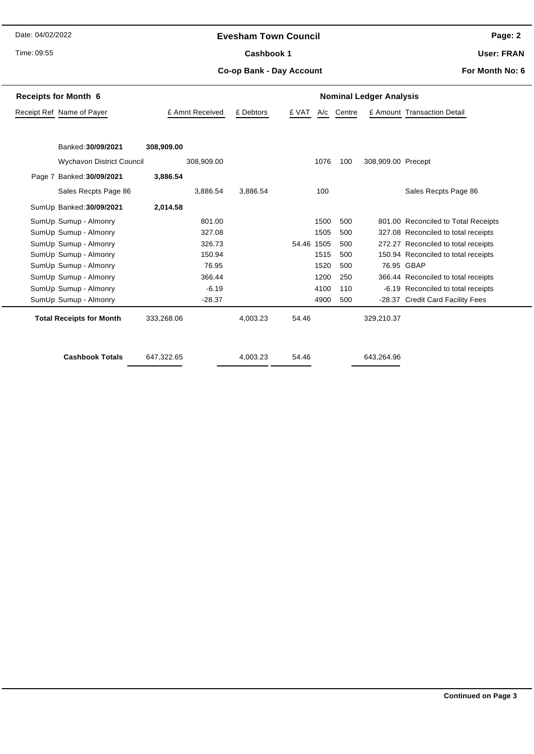# Evesham Town Council

**Cashbook 1**

**Co-op Bank - Day Account**

Date: 04/02/2022

Time: 09:55

**User: FRAN**

**For Month No: 6**

## Receipts for Month 6

| Receipt Ref | Name of Payer | £ Amnt Received | £ Debtors | £ VAT | A/c | Centre | £ Amount | Transaction Detail |
|---|---|---|---|---|---|---|---|---|
| | Banked: **30/09/2021** | **308,909.00** | | | | | | |
| | Wychavon District Council | 308,909.00 | | | 1076 | 100 | 308,909.00 | Precept |
| Page 7 | Banked: **30/09/2021** | **3,886.54** | | | | | | |
| | Sales Recpts Page 86 | 3,886.54 | 3,886.54 | | 100 | | | Sales Recpts Page 86 |
| SumUp | Banked: **30/09/2021** | **2,014.58** | | | | | | |
| SumUp | Sumup - Almonry | 801.00 | | | 1500 | 500 | 801.00 | Reconciled to Total Receipts |
| SumUp | Sumup - Almonry | 327.08 | | | 1505 | 500 | 327.08 | Reconciled to total receipts |
| SumUp | Sumup - Almonry | 326.73 | | 54.46 | 1505 | 500 | 272.27 | Reconciled to total receipts |
| SumUp | Sumup - Almonry | 150.94 | | | 1515 | 500 | 150.94 | Reconciled to total receipts |
| SumUp | Sumup - Almonry | 76.95 | | | 1520 | 500 | 76.95 | GBAP |
| SumUp | Sumup - Almonry | 366.44 | | | 1200 | 250 | 366.44 | Reconciled to total receipts |
| SumUp | Sumup - Almonry | -6.19 | | | 4100 | 110 | -6.19 | Reconciled to total receipts |
| SumUp | Sumup - Almonry | -28.37 | | | 4900 | 500 | -28.37 | Credit Card Facility Fees |
| | **Total Receipts for Month** | 333,268.06 | 4,003.23 | 54.46 | | | 329,210.37 | |
| | **Cashbook Totals** | 647,322.65 | 4,003.23 | 54.46 | | | 643,264.96 | |

**Continued on Page 3**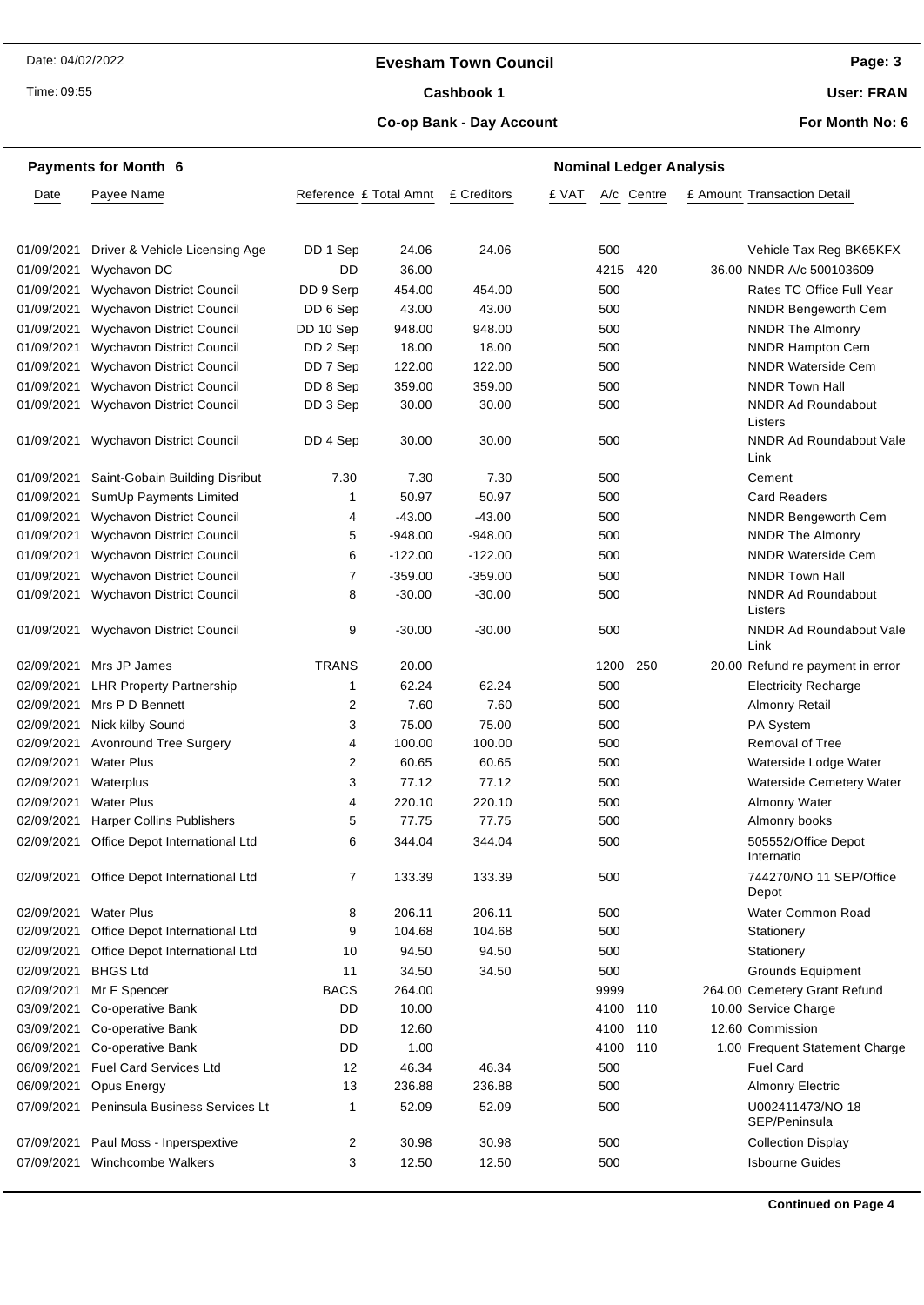# Evesham Town Council

## Cashbook 1

### Co-op Bank - Day Account

Date: 04/02/2022
Time: 09:55
User: FRAN
For Month No: 6

**Payments for Month 6** | **Nominal Ledger Analysis**

| Date | Payee Name | Reference | £ Total Amnt | £ Creditors | £ VAT | A/c | Centre | £ Amount | Transaction Detail |
|---|---|---|---|---|---|---|---|---|---|
| 01/09/2021 | Driver & Vehicle Licensing Age | DD 1 Sep | 24.06 | 24.06 | | 500 | | | Vehicle Tax Reg BK65KFX |
| 01/09/2021 | Wychavon DC | DD | 36.00 | | | 4215 | 420 | 36.00 | NNDR A/c 500103609 |
| 01/09/2021 | Wychavon District Council | DD 9 Serp | 454.00 | 454.00 | | 500 | | | Rates TC Office Full Year |
| 01/09/2021 | Wychavon District Council | DD 6 Sep | 43.00 | 43.00 | | 500 | | | NNDR Bengeworth Cem |
| 01/09/2021 | Wychavon District Council | DD 10 Sep | 948.00 | 948.00 | | 500 | | | NNDR The Almonry |
| 01/09/2021 | Wychavon District Council | DD 2 Sep | 18.00 | 18.00 | | 500 | | | NNDR Hampton Cem |
| 01/09/2021 | Wychavon District Council | DD 7 Sep | 122.00 | 122.00 | | 500 | | | NNDR Waterside Cem |
| 01/09/2021 | Wychavon District Council | DD 8 Sep | 359.00 | 359.00 | | 500 | | | NNDR Town Hall |
| 01/09/2021 | Wychavon District Council | DD 3 Sep | 30.00 | 30.00 | | 500 | | | NNDR Ad Roundabout Listers |
| 01/09/2021 | Wychavon District Council | DD 4 Sep | 30.00 | 30.00 | | 500 | | | NNDR Ad Roundabout Vale Link |
| 01/09/2021 | Saint-Gobain Building Disribut | 7.30 | 7.30 | 7.30 | | 500 | | | Cement |
| 01/09/2021 | SumUp Payments Limited | 1 | 50.97 | 50.97 | | 500 | | | Card Readers |
| 01/09/2021 | Wychavon District Council | 4 | -43.00 | -43.00 | | 500 | | | NNDR Bengeworth Cem |
| 01/09/2021 | Wychavon District Council | 5 | -948.00 | -948.00 | | 500 | | | NNDR The Almonry |
| 01/09/2021 | Wychavon District Council | 6 | -122.00 | -122.00 | | 500 | | | NNDR Waterside Cem |
| 01/09/2021 | Wychavon District Council | 7 | -359.00 | -359.00 | | 500 | | | NNDR Town Hall |
| 01/09/2021 | Wychavon District Council | 8 | -30.00 | -30.00 | | 500 | | | NNDR Ad Roundabout Listers |
| 01/09/2021 | Wychavon District Council | 9 | -30.00 | -30.00 | | 500 | | | NNDR Ad Roundabout Vale Link |
| 02/09/2021 | Mrs JP James | TRANS | 20.00 | | | 1200 | 250 | 20.00 | Refund re payment in error |
| 02/09/2021 | LHR Property Partnership | 1 | 62.24 | 62.24 | | 500 | | | Electricity Recharge |
| 02/09/2021 | Mrs P D Bennett | 2 | 7.60 | 7.60 | | 500 | | | Almonry Retail |
| 02/09/2021 | Nick kilby Sound | 3 | 75.00 | 75.00 | | 500 | | | PA System |
| 02/09/2021 | Avonround Tree Surgery | 4 | 100.00 | 100.00 | | 500 | | | Removal of Tree |
| 02/09/2021 | Water Plus | 2 | 60.65 | 60.65 | | 500 | | | Waterside Lodge Water |
| 02/09/2021 | Waterplus | 3 | 77.12 | 77.12 | | 500 | | | Waterside Cemetery Water |
| 02/09/2021 | Water Plus | 4 | 220.10 | 220.10 | | 500 | | | Almonry Water |
| 02/09/2021 | Harper Collins Publishers | 5 | 77.75 | 77.75 | | 500 | | | Almonry books |
| 02/09/2021 | Office Depot International Ltd | 6 | 344.04 | 344.04 | | 500 | | | 505552/Office Depot Internatio |
| 02/09/2021 | Office Depot International Ltd | 7 | 133.39 | 133.39 | | 500 | | | 744270/NO 11 SEP/Office Depot |
| 02/09/2021 | Water Plus | 8 | 206.11 | 206.11 | | 500 | | | Water Common Road |
| 02/09/2021 | Office Depot International Ltd | 9 | 104.68 | 104.68 | | 500 | | | Stationery |
| 02/09/2021 | Office Depot International Ltd | 10 | 94.50 | 94.50 | | 500 | | | Stationery |
| 02/09/2021 | BHGS Ltd | 11 | 34.50 | 34.50 | | 500 | | | Grounds Equipment |
| 02/09/2021 | Mr F Spencer | BACS | 264.00 | | | 9999 | | 264.00 | Cemetery Grant Refund |
| 03/09/2021 | Co-operative Bank | DD | 10.00 | | | 4100 | 110 | 10.00 | Service Charge |
| 03/09/2021 | Co-operative Bank | DD | 12.60 | | | 4100 | 110 | 12.60 | Commission |
| 06/09/2021 | Co-operative Bank | DD | 1.00 | | | 4100 | 110 | 1.00 | Frequent Statement Charge |
| 06/09/2021 | Fuel Card Services Ltd | 12 | 46.34 | 46.34 | | 500 | | | Fuel Card |
| 06/09/2021 | Opus Energy | 13 | 236.88 | 236.88 | | 500 | | | Almonry Electric |
| 07/09/2021 | Peninsula Business Services Lt | 1 | 52.09 | 52.09 | | 500 | | | U002411473/NO 18 SEP/Peninsula |
| 07/09/2021 | Paul Moss - Inperspextive | 2 | 30.98 | 30.98 | | 500 | | | Collection Display |
| 07/09/2021 | Winchcombe Walkers | 3 | 12.50 | 12.50 | | 500 | | | Isbourne Guides |

**Continued on Page 4**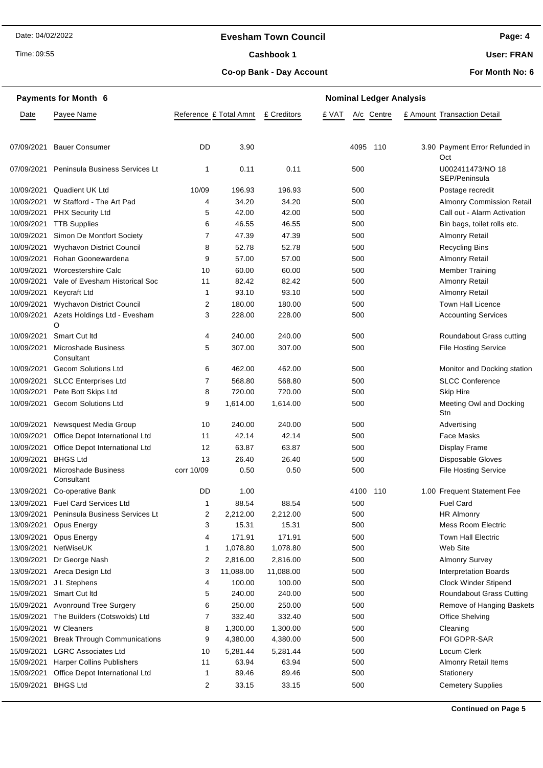# Evesham Town Council

**Cashbook 1**

**Co-op Bank - Day Account**

Date: 04/02/2022

Time: 09:55

**User: FRAN**

**For Month No: 6**

## Payments for Month 6

| Date | Payee Name | Reference | £ Total Amnt | £ Creditors | £ VAT | A/c | Centre | £ Amount | Transaction Detail |
|---|---|---|---|---|---|---|---|---|---|
| 07/09/2021 | Bauer Consumer | DD | 3.90 | | | 4095 | 110 | 3.90 | Payment Error Refunded in Oct |
| 07/09/2021 | Peninsula Business Services Lt | 1 | 0.11 | 0.11 | | 500 | | | U002411473/NO 18 SEP/Peninsula |
| 10/09/2021 | Quadient UK Ltd | 10/09 | 196.93 | 196.93 | | 500 | | | Postage recredit |
| 10/09/2021 | W Stafford - The Art Pad | 4 | 34.20 | 34.20 | | 500 | | | Almonry Commission Retail |
| 10/09/2021 | PHX Security Ltd | 5 | 42.00 | 42.00 | | 500 | | | Call out - Alarm Activation |
| 10/09/2021 | TTB Supplies | 6 | 46.55 | 46.55 | | 500 | | | Bin bags, toilet rolls etc. |
| 10/09/2021 | Simon De Montfort Society | 7 | 47.39 | 47.39 | | 500 | | | Almonry Retail |
| 10/09/2021 | Wychavon District Council | 8 | 52.78 | 52.78 | | 500 | | | Recycling Bins |
| 10/09/2021 | Rohan Goonewardena | 9 | 57.00 | 57.00 | | 500 | | | Almonry Retail |
| 10/09/2021 | Worcestershire Calc | 10 | 60.00 | 60.00 | | 500 | | | Member Training |
| 10/09/2021 | Vale of Evesham Historical Soc | 11 | 82.42 | 82.42 | | 500 | | | Almonry Retail |
| 10/09/2021 | Keycraft Ltd | 1 | 93.10 | 93.10 | | 500 | | | Almonry Retail |
| 10/09/2021 | Wychavon District Council | 2 | 180.00 | 180.00 | | 500 | | | Town Hall Licence |
| 10/09/2021 | Azets Holdings Ltd - Evesham O | 3 | 228.00 | 228.00 | | 500 | | | Accounting Services |
| 10/09/2021 | Smart Cut ltd | 4 | 240.00 | 240.00 | | 500 | | | Roundabout Grass cutting |
| 10/09/2021 | Microshade Business Consultant | 5 | 307.00 | 307.00 | | 500 | | | File Hosting Service |
| 10/09/2021 | Gecom Solutions Ltd | 6 | 462.00 | 462.00 | | 500 | | | Monitor and Docking station |
| 10/09/2021 | SLCC Enterprises Ltd | 7 | 568.80 | 568.80 | | 500 | | | SLCC Conference |
| 10/09/2021 | Pete Bott Skips Ltd | 8 | 720.00 | 720.00 | | 500 | | | Skip Hire |
| 10/09/2021 | Gecom Solutions Ltd | 9 | 1,614.00 | 1,614.00 | | 500 | | | Meeting Owl and Docking Stn |
| 10/09/2021 | Newsquest Media Group | 10 | 240.00 | 240.00 | | 500 | | | Advertising |
| 10/09/2021 | Office Depot International Ltd | 11 | 42.14 | 42.14 | | 500 | | | Face Masks |
| 10/09/2021 | Office Depot International Ltd | 12 | 63.87 | 63.87 | | 500 | | | Display Frame |
| 10/09/2021 | BHGS Ltd | 13 | 26.40 | 26.40 | | 500 | | | Disposable Gloves |
| 10/09/2021 | Microshade Business Consultant | corr 10/09 | 0.50 | 0.50 | | 500 | | | File Hosting Service |
| 13/09/2021 | Co-operative Bank | DD | 1.00 | | | 4100 | 110 | 1.00 | Frequent Statement Fee |
| 13/09/2021 | Fuel Card Services Ltd | 1 | 88.54 | 88.54 | | 500 | | | Fuel Card |
| 13/09/2021 | Peninsula Business Services Lt | 2 | 2,212.00 | 2,212.00 | | 500 | | | HR Almonry |
| 13/09/2021 | Opus Energy | 3 | 15.31 | 15.31 | | 500 | | | Mess Room Electric |
| 13/09/2021 | Opus Energy | 4 | 171.91 | 171.91 | | 500 | | | Town Hall Electric |
| 13/09/2021 | NetWiseUK | 1 | 1,078.80 | 1,078.80 | | 500 | | | Web Site |
| 13/09/2021 | Dr George Nash | 2 | 2,816.00 | 2,816.00 | | 500 | | | Almonry Survey |
| 13/09/2021 | Areca Design Ltd | 3 | 11,088.00 | 11,088.00 | | 500 | | | Interpretation Boards |
| 15/09/2021 | J L Stephens | 4 | 100.00 | 100.00 | | 500 | | | Clock Winder Stipend |
| 15/09/2021 | Smart Cut ltd | 5 | 240.00 | 240.00 | | 500 | | | Roundabout Grass Cutting |
| 15/09/2021 | Avonround Tree Surgery | 6 | 250.00 | 250.00 | | 500 | | | Remove of Hanging Baskets |
| 15/09/2021 | The Builders (Cotswolds) Ltd | 7 | 332.40 | 332.40 | | 500 | | | Office Shelving |
| 15/09/2021 | W Cleaners | 8 | 1,300.00 | 1,300.00 | | 500 | | | Cleaning |
| 15/09/2021 | Break Through Communications | 9 | 4,380.00 | 4,380.00 | | 500 | | | FOI GDPR-SAR |
| 15/09/2021 | LGRC Associates Ltd | 10 | 5,281.44 | 5,281.44 | | 500 | | | Locum Clerk |
| 15/09/2021 | Harper Collins Publishers | 11 | 63.94 | 63.94 | | 500 | | | Almonry Retail Items |
| 15/09/2021 | Office Depot International Ltd | 1 | 89.46 | 89.46 | | 500 | | | Stationery |
| 15/09/2021 | BHGS Ltd | 2 | 33.15 | 33.15 | | 500 | | | Cemetery Supplies |

**Continued on Page 5**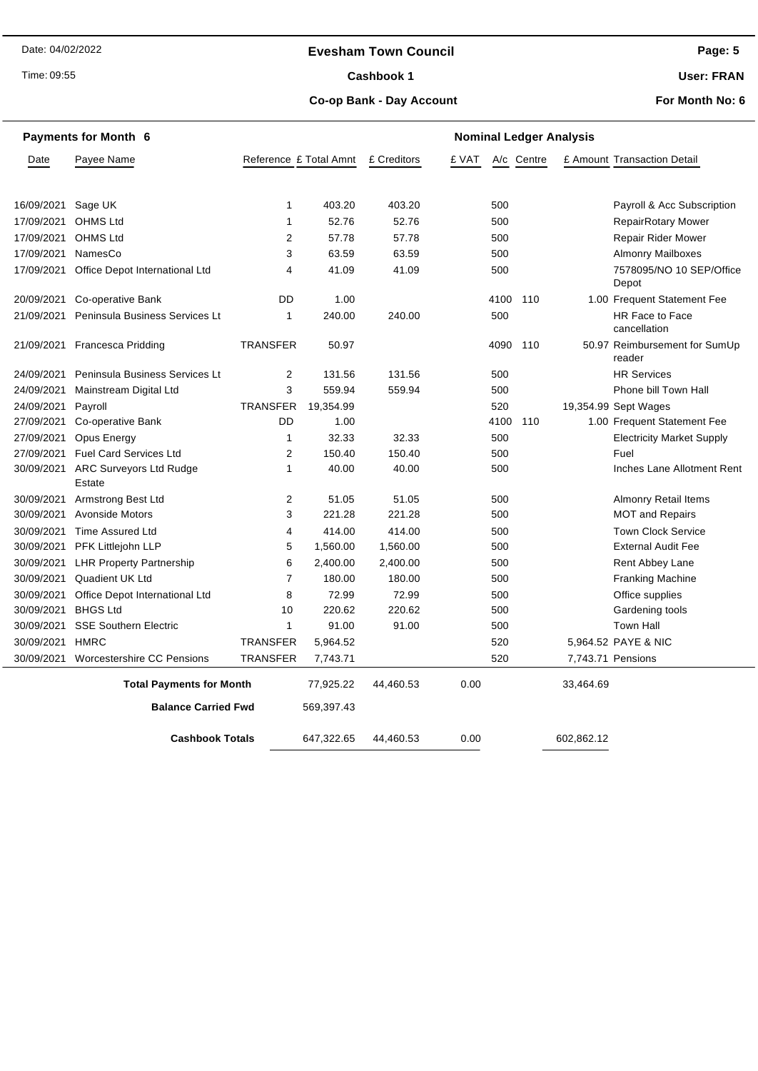Date: 04/02/2022

Time: 09:55

**Evesham Town Council**

**Cashbook 1**

**Co-op Bank - Day Account**

**User: FRAN**

**For Month No: 6**

**Payments for Month 6** — **Nominal Ledger Analysis**

| Date | Payee Name | Reference | £ Total Amnt | £ Creditors | £ VAT | A/c | Centre | £ Amount | Transaction Detail |
|---|---|---|---|---|---|---|---|---|---|
| 16/09/2021 | Sage UK | 1 | 403.20 | 403.20 | | 500 | | | Payroll & Acc Subscription |
| 17/09/2021 | OHMS Ltd | 1 | 52.76 | 52.76 | | 500 | | | RepairRotary Mower |
| 17/09/2021 | OHMS Ltd | 2 | 57.78 | 57.78 | | 500 | | | Repair Rider Mower |
| 17/09/2021 | NamesCo | 3 | 63.59 | 63.59 | | 500 | | | Almonry Mailboxes |
| 17/09/2021 | Office Depot International Ltd | 4 | 41.09 | 41.09 | | 500 | | | 7578095/NO 10 SEP/Office Depot |
| 20/09/2021 | Co-operative Bank | DD | 1.00 | | | 4100 | 110 | 1.00 | Frequent Statement Fee |
| 21/09/2021 | Peninsula Business Services Lt | 1 | 240.00 | 240.00 | | 500 | | | HR Face to Face cancellation |
| 21/09/2021 | Francesca Pridding | TRANSFER | 50.97 | | | 4090 | 110 | 50.97 | Reimbursement for SumUp reader |
| 24/09/2021 | Peninsula Business Services Lt | 2 | 131.56 | 131.56 | | 500 | | | HR Services |
| 24/09/2021 | Mainstream Digital Ltd | 3 | 559.94 | 559.94 | | 500 | | | Phone bill Town Hall |
| 24/09/2021 | Payroll | TRANSFER | 19,354.99 | | | 520 | | 19,354.99 | Sept Wages |
| 27/09/2021 | Co-operative Bank | DD | 1.00 | | | 4100 | 110 | 1.00 | Frequent Statement Fee |
| 27/09/2021 | Opus Energy | 1 | 32.33 | 32.33 | | 500 | | | Electricity Market Supply |
| 27/09/2021 | Fuel Card Services Ltd | 2 | 150.40 | 150.40 | | 500 | | | Fuel |
| 30/09/2021 | ARC Surveyors Ltd Rudge Estate | 1 | 40.00 | 40.00 | | 500 | | | Inches Lane Allotment Rent |
| 30/09/2021 | Armstrong Best Ltd | 2 | 51.05 | 51.05 | | 500 | | | Almonry Retail Items |
| 30/09/2021 | Avonside Motors | 3 | 221.28 | 221.28 | | 500 | | | MOT and Repairs |
| 30/09/2021 | Time Assured Ltd | 4 | 414.00 | 414.00 | | 500 | | | Town Clock Service |
| 30/09/2021 | PFK Littlejohn LLP | 5 | 1,560.00 | 1,560.00 | | 500 | | | External Audit Fee |
| 30/09/2021 | LHR Property Partnership | 6 | 2,400.00 | 2,400.00 | | 500 | | | Rent Abbey Lane |
| 30/09/2021 | Quadient UK Ltd | 7 | 180.00 | 180.00 | | 500 | | | Franking Machine |
| 30/09/2021 | Office Depot International Ltd | 8 | 72.99 | 72.99 | | 500 | | | Office supplies |
| 30/09/2021 | BHGS Ltd | 10 | 220.62 | 220.62 | | 500 | | | Gardening tools |
| 30/09/2021 | SSE Southern Electric | 1 | 91.00 | 91.00 | | 500 | | | Town Hall |
| 30/09/2021 | HMRC | TRANSFER | 5,964.52 | | | 520 | | 5,964.52 | PAYE & NIC |
| 30/09/2021 | Worcestershire CC Pensions | TRANSFER | 7,743.71 | | | 520 | | 7,743.71 | Pensions |
| | **Total Payments for Month** | | 77,925.22 | 44,460.53 | 0.00 | | | 33,464.69 | |
| | **Balance Carried Fwd** | | 569,397.43 | | | | | | |
| | **Cashbook Totals** | | 647,322.65 | 44,460.53 | 0.00 | | | 602,862.12 | |